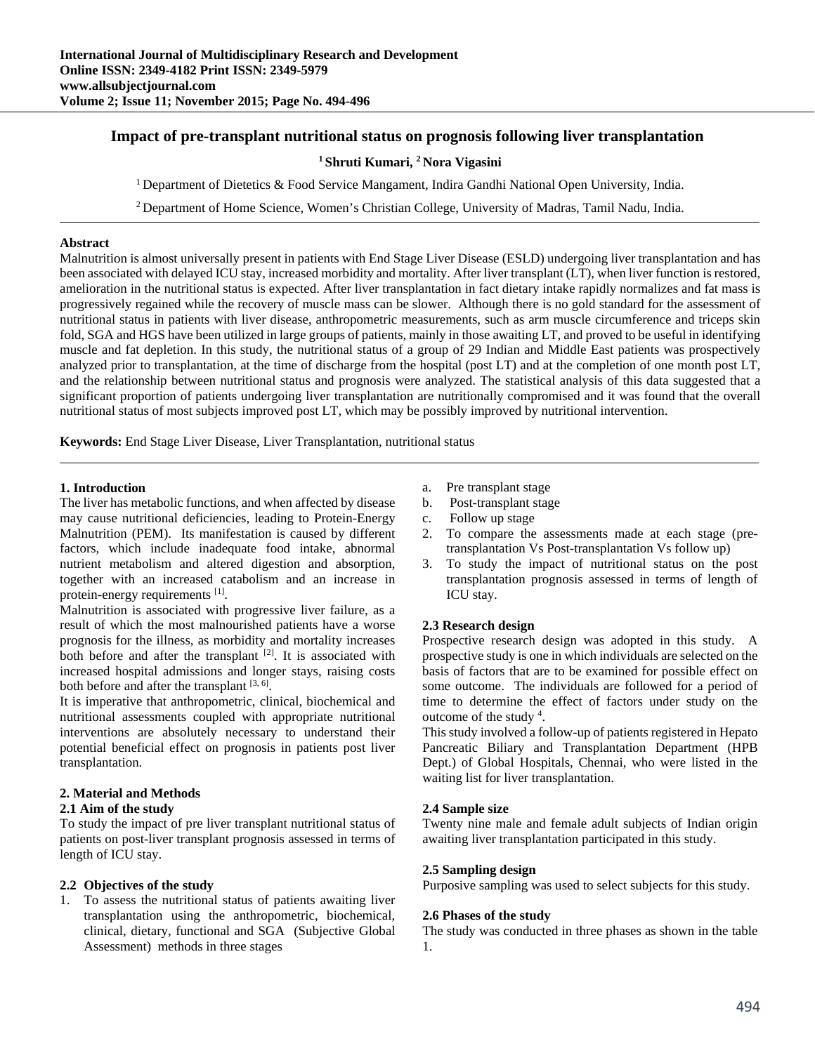# Impact of pre-transplant nutritional status on prognosis following liver transplantation

**[1] Shruti Kumari, [2] Nora Vigasini**

[1] Department of Dietetics & Food Service Mangament, Indira Gandhi National Open University, India.

[2] Department of Home Science, Women's Christian College, University of Madras, Tamil Nadu, India.

**Abstract**

Malnutrition is almost universally present in patients with End Stage Liver Disease (ESLD) undergoing liver transplantation and has been associated with delayed ICU stay, increased morbidity and mortality. After liver transplant (LT), when liver function is restored, amelioration in the nutritional status is expected. After liver transplantation in fact dietary intake rapidly normalizes and fat mass is progressively regained while the recovery of muscle mass can be slower. Although there is no gold standard for the assessment of nutritional status in patients with liver disease, anthropometric measurements, such as arm muscle circumference and triceps skin fold, SGA and HGS have been utilized in large groups of patients, mainly in those awaiting LT, and proved to be useful in identifying muscle and fat depletion. In this study, the nutritional status of a group of 29 Indian and Middle East patients was prospectively analyzed prior to transplantation, at the time of discharge from the hospital (post LT) and at the completion of one month post LT, and the relationship between nutritional status and prognosis were analyzed. The statistical analysis of this data suggested that a significant proportion of patients undergoing liver transplantation are nutritionally compromised and it was found that the overall nutritional status of most subjects improved post LT, which may be possibly improved by nutritional intervention.

**Keywords:** End Stage Liver Disease, Liver Transplantation, nutritional status

## 1. Introduction

The liver has metabolic functions, and when affected by disease may cause nutritional deficiencies, leading to Protein-Energy Malnutrition (PEM). Its manifestation is caused by different factors, which include inadequate food intake, abnormal nutrient metabolism and altered digestion and absorption, together with an increased catabolism and an increase in protein-energy requirements [1].

Malnutrition is associated with progressive liver failure, as a result of which the most malnourished patients have a worse prognosis for the illness, as morbidity and mortality increases both before and after the transplant [2]. It is associated with increased hospital admissions and longer stays, raising costs both before and after the transplant [3, 6].

It is imperative that anthropometric, clinical, biochemical and nutritional assessments coupled with appropriate nutritional interventions are absolutely necessary to understand their potential beneficial effect on prognosis in patients post liver transplantation.

## 2. Material and Methods

### 2.1 Aim of the study

To study the impact of pre liver transplant nutritional status of patients on post-liver transplant prognosis assessed in terms of length of ICU stay.

### 2.2 Objectives of the study

1. To assess the nutritional status of patients awaiting liver transplantation using the anthropometric, biochemical, clinical, dietary, functional and SGA (Subjective Global Assessment) methods in three stages
   a. Pre transplant stage
   b. Post-transplant stage
   c. Follow up stage
2. To compare the assessments made at each stage (pre-transplantation Vs Post-transplantation Vs follow up)
3. To study the impact of nutritional status on the post transplantation prognosis assessed in terms of length of ICU stay.

### 2.3 Research design

Prospective research design was adopted in this study. A prospective study is one in which individuals are selected on the basis of factors that are to be examined for possible effect on some outcome. The individuals are followed for a period of time to determine the effect of factors under study on the outcome of the study [4].

This study involved a follow-up of patients registered in Hepato Pancreatic Biliary and Transplantation Department (HPB Dept.) of Global Hospitals, Chennai, who were listed in the waiting list for liver transplantation.

### 2.4 Sample size

Twenty nine male and female adult subjects of Indian origin awaiting liver transplantation participated in this study.

### 2.5 Sampling design

Purposive sampling was used to select subjects for this study.

### 2.6 Phases of the study

The study was conducted in three phases as shown in the table 1.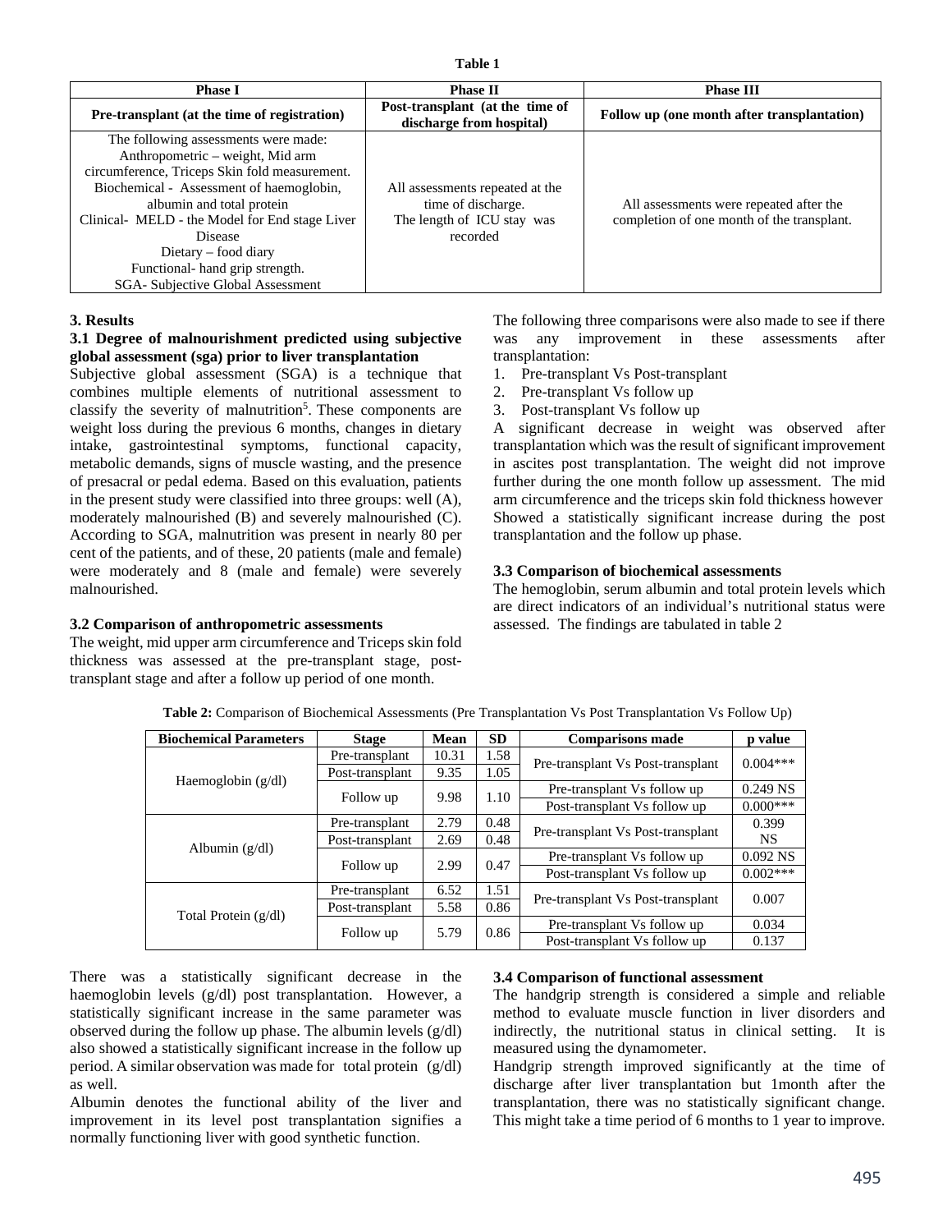**Table 1**

| Phase I | Phase II | Phase III |
|---|---|---|
| **Pre-transplant (at the time of registration)** | **Post-transplant (at the time of discharge from hospital)** | **Follow up (one month after transplantation)** |
| The following assessments were made: Anthropometric – weight, Mid arm circumference, Triceps Skin fold measurement. Biochemical - Assessment of haemoglobin, albumin and total protein Clinical- MELD - the Model for End stage Liver Disease Dietary – food diary Functional- hand grip strength. SGA- Subjective Global Assessment | All assessments repeated at the time of discharge. The length of ICU stay was recorded | All assessments were repeated after the completion of one month of the transplant. |

## 3. Results

### 3.1 Degree of malnourishment predicted using subjective global assessment (sga) prior to liver transplantation

Subjective global assessment (SGA) is a technique that combines multiple elements of nutritional assessment to classify the severity of malnutrition[5]. These components are weight loss during the previous 6 months, changes in dietary intake, gastrointestinal symptoms, functional capacity, metabolic demands, signs of muscle wasting, and the presence of presacral or pedal edema. Based on this evaluation, patients in the present study were classified into three groups: well (A), moderately malnourished (B) and severely malnourished (C). According to SGA, malnutrition was present in nearly 80 per cent of the patients, and of these, 20 patients (male and female) were moderately and 8 (male and female) were severely malnourished.

### 3.2 Comparison of anthropometric assessments

The weight, mid upper arm circumference and Triceps skin fold thickness was assessed at the pre-transplant stage, post-transplant stage and after a follow up period of one month.

The following three comparisons were also made to see if there was any improvement in these assessments after transplantation:

1. Pre-transplant Vs Post-transplant
2. Pre-transplant Vs follow up
3. Post-transplant Vs follow up

A significant decrease in weight was observed after transplantation which was the result of significant improvement in ascites post transplantation. The weight did not improve further during the one month follow up assessment. The mid arm circumference and the triceps skin fold thickness however Showed a statistically significant increase during the post transplantation and the follow up phase.

### 3.3 Comparison of biochemical assessments

The hemoglobin, serum albumin and total protein levels which are direct indicators of an individual's nutritional status were assessed. The findings are tabulated in table 2

**Table 2:** Comparison of Biochemical Assessments (Pre Transplantation Vs Post Transplantation Vs Follow Up)

| Biochemical Parameters | Stage | Mean | SD | Comparisons made | p value |
|---|---|---|---|---|---|
| Haemoglobin (g/dl) | Pre-transplant | 10.31 | 1.58 | Pre-transplant Vs Post-transplant | 0.004*** |
| | Post-transplant | 9.35 | 1.05 | | |
| | Follow up | 9.98 | 1.10 | Pre-transplant Vs follow up | 0.249 NS |
| | | | | Post-transplant Vs follow up | 0.000*** |
| Albumin (g/dl) | Pre-transplant | 2.79 | 0.48 | Pre-transplant Vs Post-transplant | 0.399 NS |
| | Post-transplant | 2.69 | 0.48 | | |
| | Follow up | 2.99 | 0.47 | Pre-transplant Vs follow up | 0.092 NS |
| | | | | Post-transplant Vs follow up | 0.002*** |
| Total Protein (g/dl) | Pre-transplant | 6.52 | 1.51 | Pre-transplant Vs Post-transplant | 0.007 |
| | Post-transplant | 5.58 | 0.86 | | |
| | Follow up | 5.79 | 0.86 | Pre-transplant Vs follow up | 0.034 |
| | | | | Post-transplant Vs follow up | 0.137 |

There was a statistically significant decrease in the haemoglobin levels (g/dl) post transplantation. However, a statistically significant increase in the same parameter was observed during the follow up phase. The albumin levels (g/dl) also showed a statistically significant increase in the follow up period. A similar observation was made for total protein (g/dl) as well.

Albumin denotes the functional ability of the liver and improvement in its level post transplantation signifies a normally functioning liver with good synthetic function.

### 3.4 Comparison of functional assessment

The handgrip strength is considered a simple and reliable method to evaluate muscle function in liver disorders and indirectly, the nutritional status in clinical setting. It is measured using the dynamometer.

Handgrip strength improved significantly at the time of discharge after liver transplantation but 1month after the transplantation, there was no statistically significant change. This might take a time period of 6 months to 1 year to improve.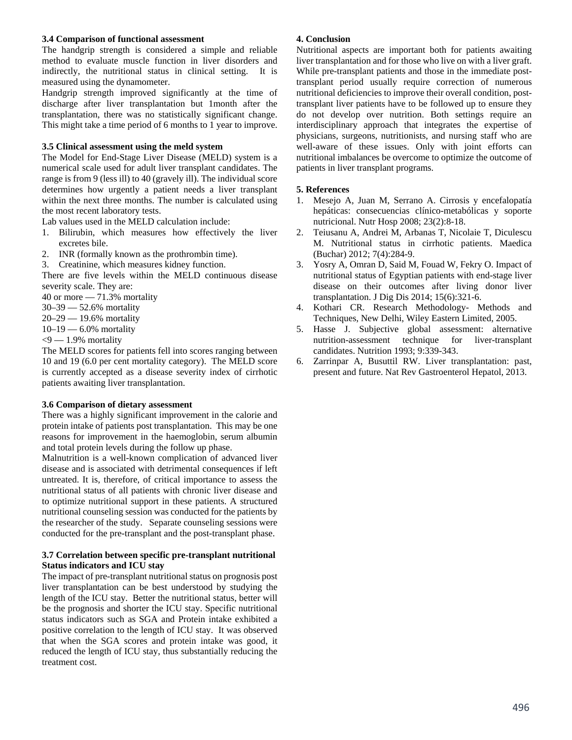### 3.4 Comparison of functional assessment

The handgrip strength is considered a simple and reliable method to evaluate muscle function in liver disorders and indirectly, the nutritional status in clinical setting. It is measured using the dynamometer.

Handgrip strength improved significantly at the time of discharge after liver transplantation but 1month after the transplantation, there was no statistically significant change. This might take a time period of 6 months to 1 year to improve.

### 3.5 Clinical assessment using the meld system

The Model for End-Stage Liver Disease (MELD) system is a numerical scale used for adult liver transplant candidates. The range is from 9 (less ill) to 40 (gravely ill). The individual score determines how urgently a patient needs a liver transplant within the next three months. The number is calculated using the most recent laboratory tests.

Lab values used in the MELD calculation include:

1. Bilirubin, which measures how effectively the liver excretes bile.
2. INR (formally known as the prothrombin time).
3. Creatinine, which measures kidney function.

There are five levels within the MELD continuous disease severity scale. They are:

40 or more — 71.3% mortality
30–39 — 52.6% mortality
20–29 — 19.6% mortality
10–19 — 6.0% mortality
<9 — 1.9% mortality

The MELD scores for patients fell into scores ranging between 10 and 19 (6.0 per cent mortality category). The MELD score is currently accepted as a disease severity index of cirrhotic patients awaiting liver transplantation.

### 3.6 Comparison of dietary assessment

There was a highly significant improvement in the calorie and protein intake of patients post transplantation. This may be one reasons for improvement in the haemoglobin, serum albumin and total protein levels during the follow up phase.

Malnutrition is a well-known complication of advanced liver disease and is associated with detrimental consequences if left untreated. It is, therefore, of critical importance to assess the nutritional status of all patients with chronic liver disease and to optimize nutritional support in these patients. A structured nutritional counseling session was conducted for the patients by the researcher of the study. Separate counseling sessions were conducted for the pre-transplant and the post-transplant phase.

### 3.7 Correlation between specific pre-transplant nutritional Status indicators and ICU stay

The impact of pre-transplant nutritional status on prognosis post liver transplantation can be best understood by studying the length of the ICU stay. Better the nutritional status, better will be the prognosis and shorter the ICU stay. Specific nutritional status indicators such as SGA and Protein intake exhibited a positive correlation to the length of ICU stay. It was observed that when the SGA scores and protein intake was good, it reduced the length of ICU stay, thus substantially reducing the treatment cost.

## 4. Conclusion

Nutritional aspects are important both for patients awaiting liver transplantation and for those who live on with a liver graft. While pre-transplant patients and those in the immediate post-transplant period usually require correction of numerous nutritional deficiencies to improve their overall condition, post-transplant liver patients have to be followed up to ensure they do not develop over nutrition. Both settings require an interdisciplinary approach that integrates the expertise of physicians, surgeons, nutritionists, and nursing staff who are well-aware of these issues. Only with joint efforts can nutritional imbalances be overcome to optimize the outcome of patients in liver transplant programs.

## 5. References

1. Mesejo A, Juan M, Serrano A. Cirrosis y encefalopatía hepáticas: consecuencias clínico-metabólicas y soporte nutricional. Nutr Hosp 2008; 23(2):8-18.
2. Teiusanu A, Andrei M, Arbanas T, Nicolaie T, Diculescu M. Nutritional status in cirrhotic patients. Maedica (Buchar) 2012; 7(4):284-9.
3. Yosry A, Omran D, Said M, Fouad W, Fekry O. Impact of nutritional status of Egyptian patients with end-stage liver disease on their outcomes after living donor liver transplantation. J Dig Dis 2014; 15(6):321-6.
4. Kothari CR. Research Methodology- Methods and Techniques, New Delhi, Wiley Eastern Limited, 2005.
5. Hasse J. Subjective global assessment: alternative nutrition-assessment technique for liver-transplant candidates. Nutrition 1993; 9:339-343.
6. Zarrinpar A, Busuttil RW. Liver transplantation: past, present and future. Nat Rev Gastroenterol Hepatol, 2013.